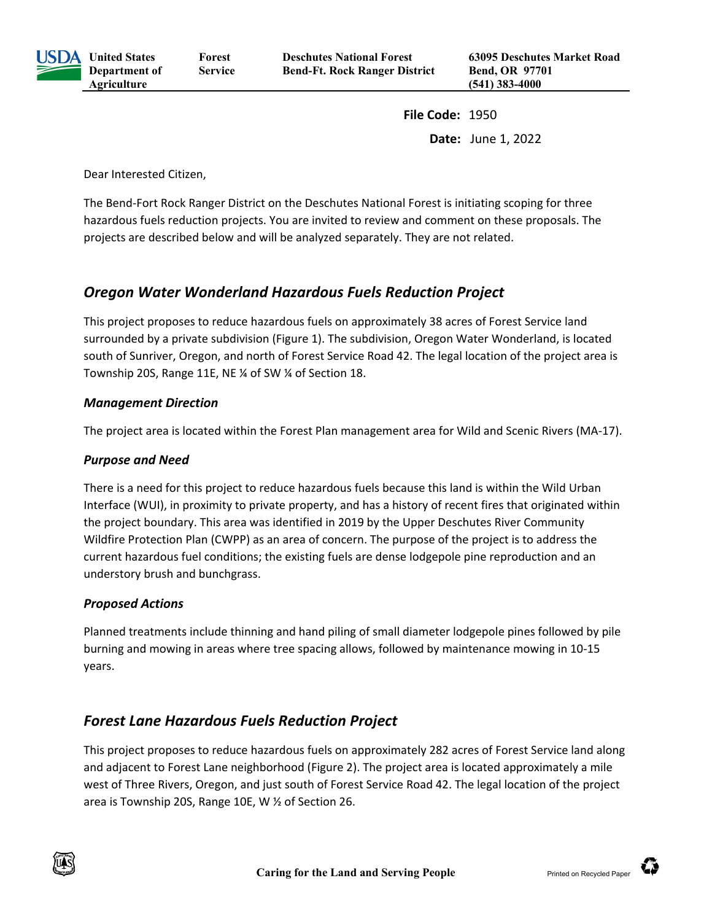United States Department of Agriculture | Forest Service | Deschutes National Forest, Bend-Ft. Rock Ranger District | 63095 Deschutes Market Road, Bend, OR 97701, (541) 383-4000

**File Code:** 1950

**Date:** June 1, 2022

Dear Interested Citizen,

The Bend-Fort Rock Ranger District on the Deschutes National Forest is initiating scoping for three hazardous fuels reduction projects. You are invited to review and comment on these proposals. The projects are described below and will be analyzed separately. They are not related.

## *Oregon Water Wonderland Hazardous Fuels Reduction Project*

This project proposes to reduce hazardous fuels on approximately 38 acres of Forest Service land surrounded by a private subdivision (Figure 1). The subdivision, Oregon Water Wonderland, is located south of Sunriver, Oregon, and north of Forest Service Road 42. The legal location of the project area is Township 20S, Range 11E, NE ¼ of SW ¼ of Section 18.

### *Management Direction*

The project area is located within the Forest Plan management area for Wild and Scenic Rivers (MA-17).

### *Purpose and Need*

There is a need for this project to reduce hazardous fuels because this land is within the Wild Urban Interface (WUI), in proximity to private property, and has a history of recent fires that originated within the project boundary. This area was identified in 2019 by the Upper Deschutes River Community Wildfire Protection Plan (CWPP) as an area of concern. The purpose of the project is to address the current hazardous fuel conditions; the existing fuels are dense lodgepole pine reproduction and an understory brush and bunchgrass.

### *Proposed Actions*

Planned treatments include thinning and hand piling of small diameter lodgepole pines followed by pile burning and mowing in areas where tree spacing allows, followed by maintenance mowing in 10-15 years.

## *Forest Lane Hazardous Fuels Reduction Project*

This project proposes to reduce hazardous fuels on approximately 282 acres of Forest Service land along and adjacent to Forest Lane neighborhood (Figure 2). The project area is located approximately a mile west of Three Rivers, Oregon, and just south of Forest Service Road 42. The legal location of the project area is Township 20S, Range 10E, W ½ of Section 26.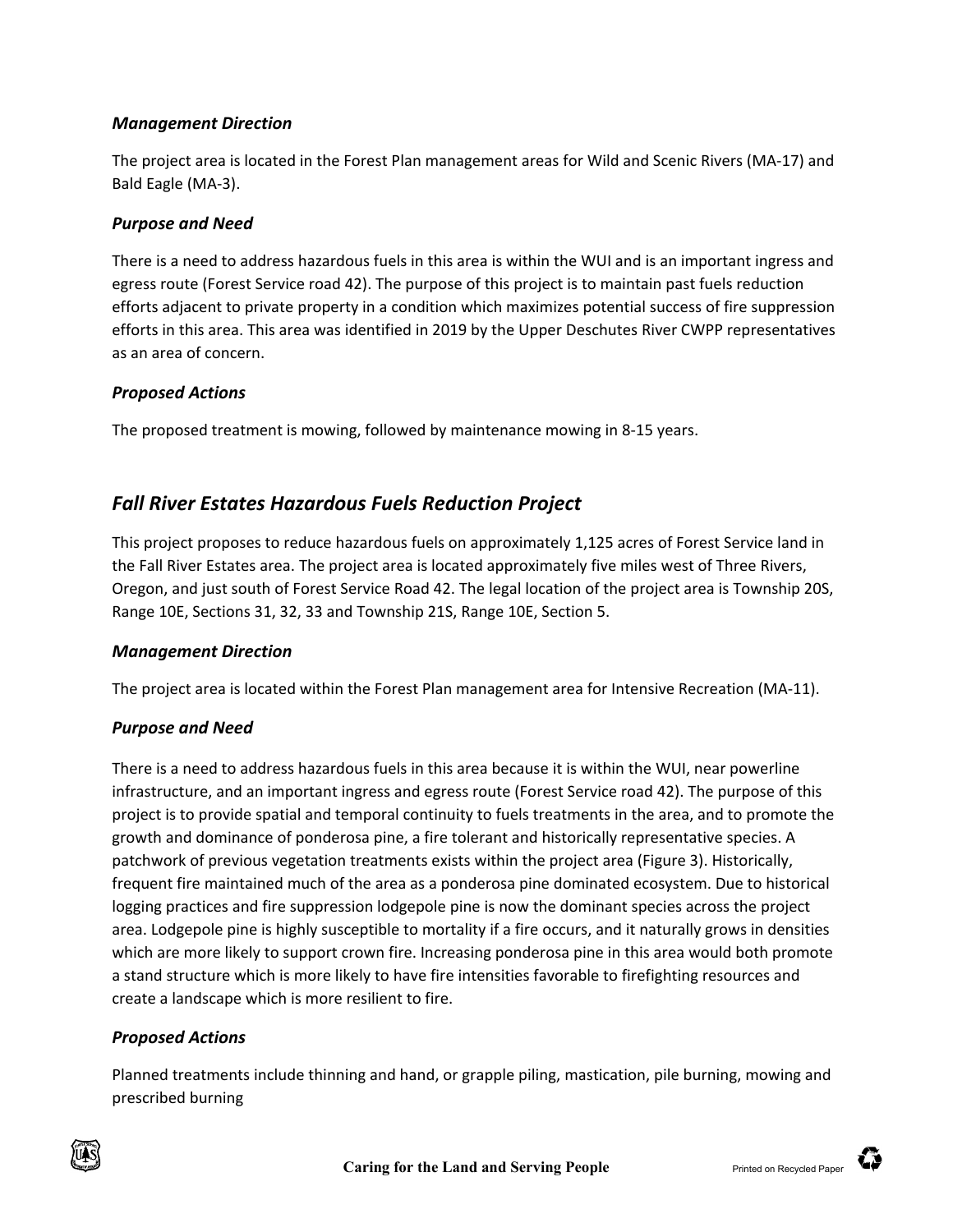### *Management Direction*

The project area is located in the Forest Plan management areas for Wild and Scenic Rivers (MA-17) and Bald Eagle (MA-3).

### *Purpose and Need*

There is a need to address hazardous fuels in this area is within the WUI and is an important ingress and egress route (Forest Service road 42). The purpose of this project is to maintain past fuels reduction efforts adjacent to private property in a condition which maximizes potential success of fire suppression efforts in this area. This area was identified in 2019 by the Upper Deschutes River CWPP representatives as an area of concern.

### *Proposed Actions*

The proposed treatment is mowing, followed by maintenance mowing in 8-15 years.

## *Fall River Estates Hazardous Fuels Reduction Project*

This project proposes to reduce hazardous fuels on approximately 1,125 acres of Forest Service land in the Fall River Estates area. The project area is located approximately five miles west of Three Rivers, Oregon, and just south of Forest Service Road 42. The legal location of the project area is Township 20S, Range 10E, Sections 31, 32, 33 and Township 21S, Range 10E, Section 5.

### *Management Direction*

The project area is located within the Forest Plan management area for Intensive Recreation (MA-11).

### *Purpose and Need*

There is a need to address hazardous fuels in this area because it is within the WUI, near powerline infrastructure, and an important ingress and egress route (Forest Service road 42). The purpose of this project is to provide spatial and temporal continuity to fuels treatments in the area, and to promote the growth and dominance of ponderosa pine, a fire tolerant and historically representative species. A patchwork of previous vegetation treatments exists within the project area (Figure 3). Historically, frequent fire maintained much of the area as a ponderosa pine dominated ecosystem. Due to historical logging practices and fire suppression lodgepole pine is now the dominant species across the project area. Lodgepole pine is highly susceptible to mortality if a fire occurs, and it naturally grows in densities which are more likely to support crown fire. Increasing ponderosa pine in this area would both promote a stand structure which is more likely to have fire intensities favorable to firefighting resources and create a landscape which is more resilient to fire.

### *Proposed Actions*

Planned treatments include thinning and hand, or grapple piling, mastication, pile burning, mowing and prescribed burning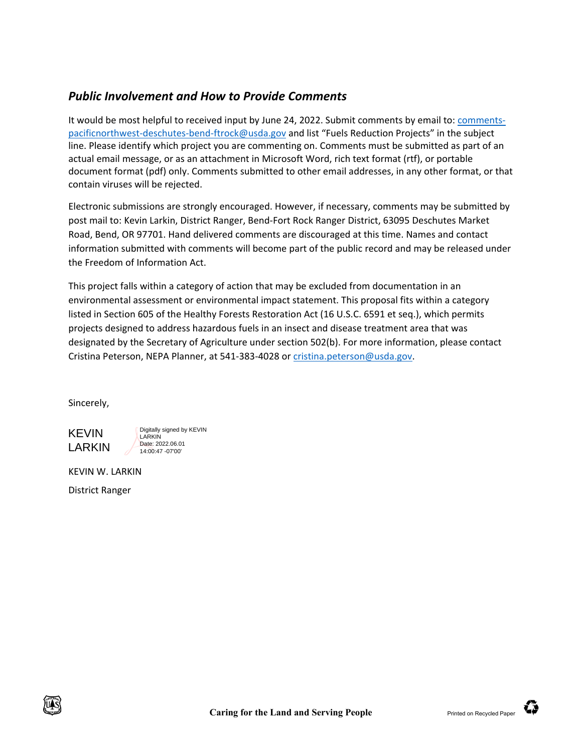## ***Public Involvement and How to Provide Comments***

It would be most helpful to received input by June 24, 2022. Submit comments by email to: [comments-pacificnorthwest-deschutes-bend-ftrock@usda.gov](mailto:comments-pacificnorthwest-deschutes-bend-ftrock@usda.gov) and list "Fuels Reduction Projects" in the subject line. Please identify which project you are commenting on. Comments must be submitted as part of an actual email message, or as an attachment in Microsoft Word, rich text format (rtf), or portable document format (pdf) only. Comments submitted to other email addresses, in any other format, or that contain viruses will be rejected.

Electronic submissions are strongly encouraged. However, if necessary, comments may be submitted by post mail to: Kevin Larkin, District Ranger, Bend-Fort Rock Ranger District, 63095 Deschutes Market Road, Bend, OR 97701. Hand delivered comments are discouraged at this time. Names and contact information submitted with comments will become part of the public record and may be released under the Freedom of Information Act.

This project falls within a category of action that may be excluded from documentation in an environmental assessment or environmental impact statement. This proposal fits within a category listed in Section 605 of the Healthy Forests Restoration Act (16 U.S.C. 6591 et seq.), which permits projects designed to address hazardous fuels in an insect and disease treatment area that was designated by the Secretary of Agriculture under section 502(b). For more information, please contact Cristina Peterson, NEPA Planner, at 541-383-4028 or [cristina.peterson@usda.gov](mailto:cristina.peterson@usda.gov).

Sincerely,

KEVIN LARKIN

Digitally signed by KEVIN LARKIN
Date: 2022.06.01 14:00:47 -07'00'

KEVIN W. LARKIN

District Ranger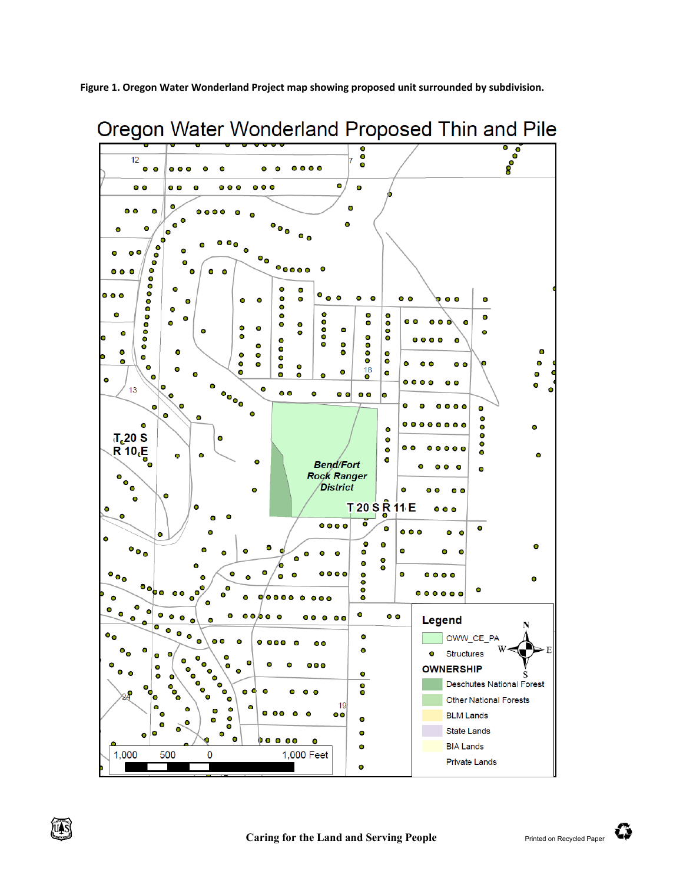**Figure 1. Oregon Water Wonderland Project map showing proposed unit surrounded by subdivision.**

Oregon Water Wonderland Proposed Thin and Pile

12

7

13

18

T 20 S
R 10 E

Bend/Fort Rock Ranger District

T 20 S R 11 E

24

19

1,000 500 0 1,000 Feet

**Legend**

- OWW_CE_PA
- Structures

**OWNERSHIP**

- Deschutes National Forest
- Other National Forests
- BLM Lands
- State Lands
- BIA Lands
- Private Lands

N S E W

Caring for the Land and Serving People

Printed on Recycled Paper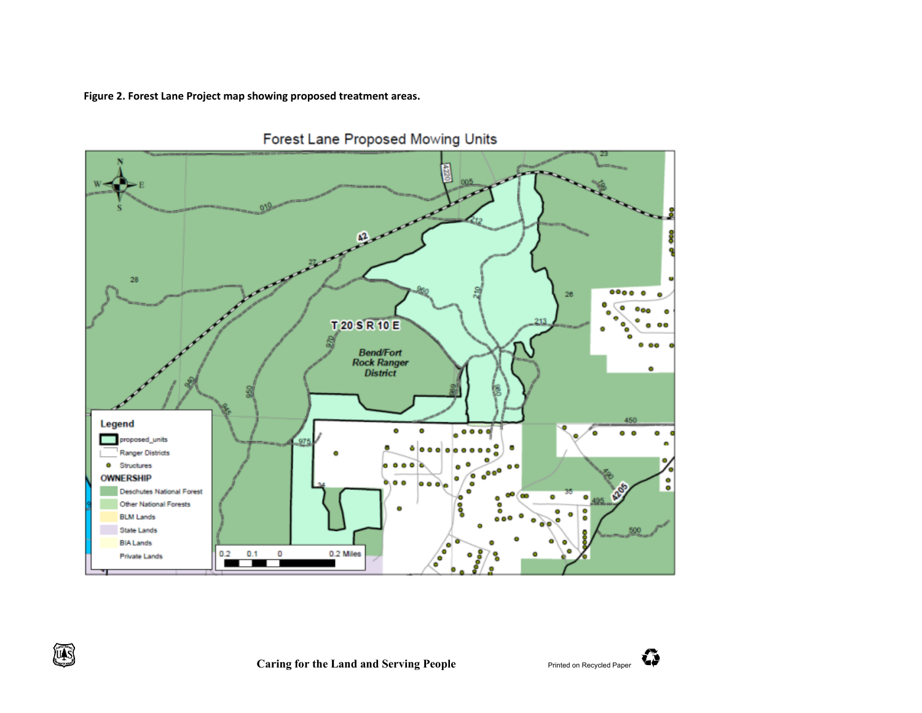**Figure 2. Forest Lane Project map showing proposed treatment areas.**

Forest Lane Proposed Mowing Units

Legend

- proposed_units
- Ranger Districts
- Structures

OWNERSHIP

- Deschutes National Forest
- Other National Forests
- BLM Lands
- State Lands
- BIA Lands
- Private Lands

T 20 S R 10 E

Bend/Fort Rock Ranger District

0.2 0.1 0 0.2 Miles

Caring for the Land and Serving People

Printed on Recycled Paper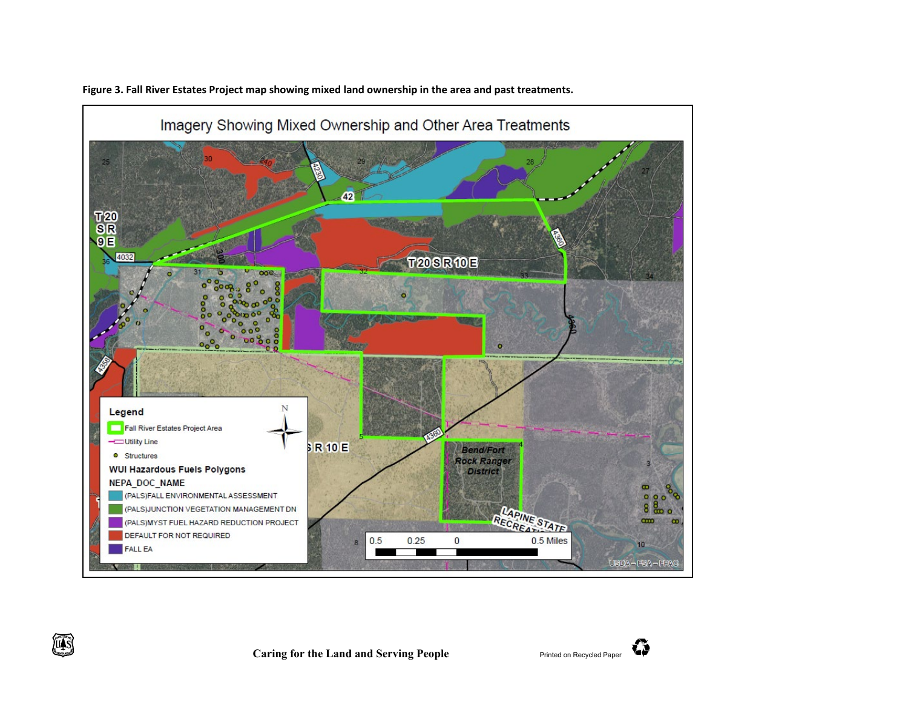**Figure 3. Fall River Estates Project map showing mixed land ownership in the area and past treatments.**

Imagery Showing Mixed Ownership and Other Area Treatments

Legend

Fall River Estates Project Area

Utility Line

Structures

WUI Hazardous Fuels Polygons

NEPA_DOC_NAME

(PALS)FALL ENVIRONMENTAL ASSESSMENT

(PALS)JUNCTION VEGETATION MANAGEMENT DN

(PALS)MYST FUEL HAZARD REDUCTION PROJECT

DEFAULT FOR NOT REQUIRED

FALL EA

T 20 S R 9 E

T 20 S R 10 E

Bend/Fort Rock Ranger District

LAPINE STATE RECREATI...

0.5 0.25 0 0.5 Miles

USDA-FSA-FPAC

Caring for the Land and Serving People

Printed on Recycled Paper